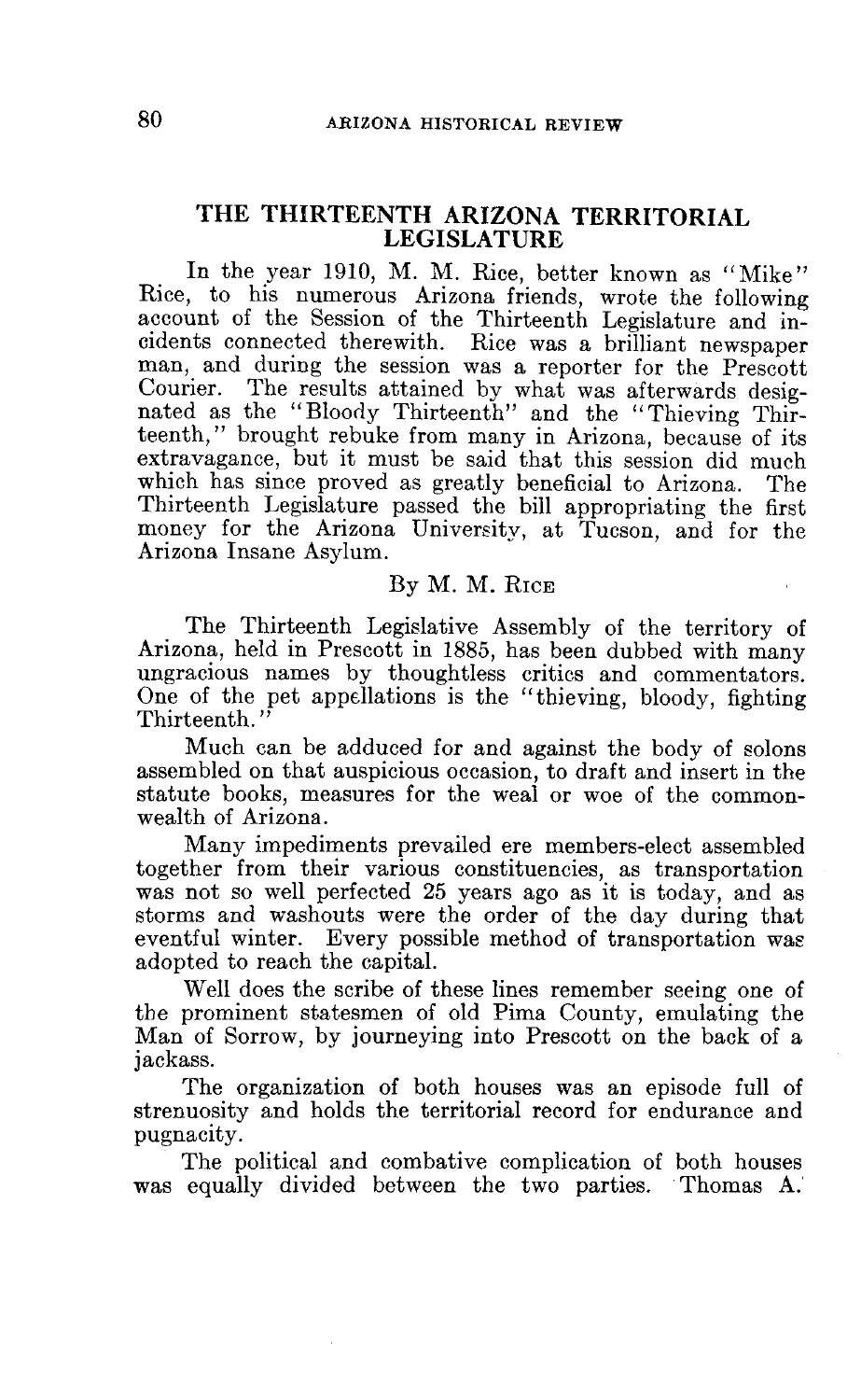## THE THIRTEENTH ARIZONA TERRITORIAL LEGISLATURE

In the year 1910, M. M. Rice, better known as "Mike" Rice, to his numerous Arizona friends, wrote the following account of the Session of the Thirteenth Legislature and incidents connected therewith. Rice was a brilliant newspaper man, and during the session was a reporter for the Prescott Courier. The results attained by what was afterwards designated as the "Bloody Thirteenth" and the "Thieving Thirteenth," brought rebuke from many in Arizona, because of its extravagance, but it must be said that this session did much which has since proved as greatly beneficial to Arizona. The Thirteenth Legislature passed the bill appropriating the first money for the Arizona University, at Tucson, and for the Arizona Insane Asylum.

By M. M. Rice

The Thirteenth Legislative Assembly of the territory of Arizona, held in Prescott in 1885, has been dubbed with many ungracious names by thoughtless critics and commentators. One of the pet appellations is the "thieving, bloody, fighting Thirteenth."

Much can be adduced for and against the body of solons assembled on that auspicious occasion, to draft and insert in the statute books, measures for the weal or woe of the commonwealth of Arizona.

Many impediments prevailed ere members-elect assembled together from their various constituencies, as transportation was not so well perfected 25 years ago as it is today, and as storms and washouts were the order of the day during that eventful winter. Every possible method of transportation was adopted to reach the capital.

Well does the scribe of these lines remember seeing one of the prominent statesmen of old Pima County, emulating the Man of Sorrow, by journeying into Prescott on the back of a jackass.

The organization of both houses was an episode full of strenuosity and holds the territorial record for endurance and pugnacity.

The political and combative complication of both houses was equally divided between the two parties. Thomas A.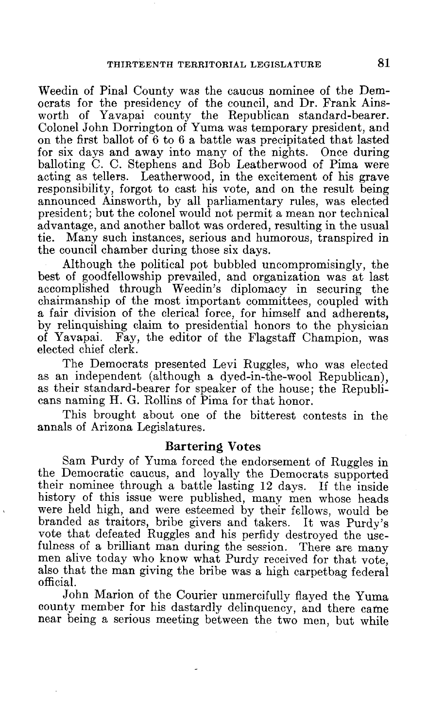Weedin of Pinal County was the caucus nominee of the Democrats for the presidency of the council, and Dr. Frank Ainsworth of Yavapai county the Republican standard-bearer. Colonel John Dorrington of Yuma was temporary president, and on the first ballot of 6 to 6 a battle was precipitated that lasted for six days and away into many of the nights. Once during balloting C. C. Stephens and Bob Leatherwood of Pima were acting as tellers. Leatherwood, in the excitement of his grave responsibility, forgot to cast his vote, and on the result being announced Ainsworth, by all parliamentary rules, was elected president; but the colonel would not permit a mean nor technical advantage, and another ballot was ordered, resulting in the usual tie. Many such instances, serious and humorous, transpired in the council chamber during those six days.

Although the political pot bubbled uncompromisingly, the best of goodfellowship prevailed, and organization was at last accomplished through Weedin's diplomacy in securing the chairmanship of the most important committees, coupled with a fair division of the clerical force, for himself and adherents, by relinquishing claim to presidential honors to the physician of Yavapai. Fay, the editor of the Flagstaff Champion, was elected chief clerk.

The Democrats presented Levi Ruggles, who was elected as an independent (although a dyed-in-the-wool Republican), as their standard-bearer for speaker of the house; the Republicans naming H. G. Rollins of Pima for that honor.

This brought about one of the bitterest contests in the annals of Arizona Legislatures.

### Bartering Votes

Sam Purdy of Yuma forced the endorsement of Ruggles in the Democratic caucus, and loyally the Democrats supported their nominee through a battle lasting 12 days. If the inside history of this issue were published, many men whose heads were held high, and were esteemed by their fellows, would be branded as traitors, bribe givers and takers. It was Purdy's vote that defeated Ruggles and his perfidy destroyed the usefulness of a brilliant man during the session. There are many men alive today who know what Purdy received for that vote, also that the man giving the bribe was a high carpetbag federal official.

John Marion of the Courier unmercifully flayed the Yuma county member for his dastardly delinquency, and there came near being a serious meeting between the two men, but while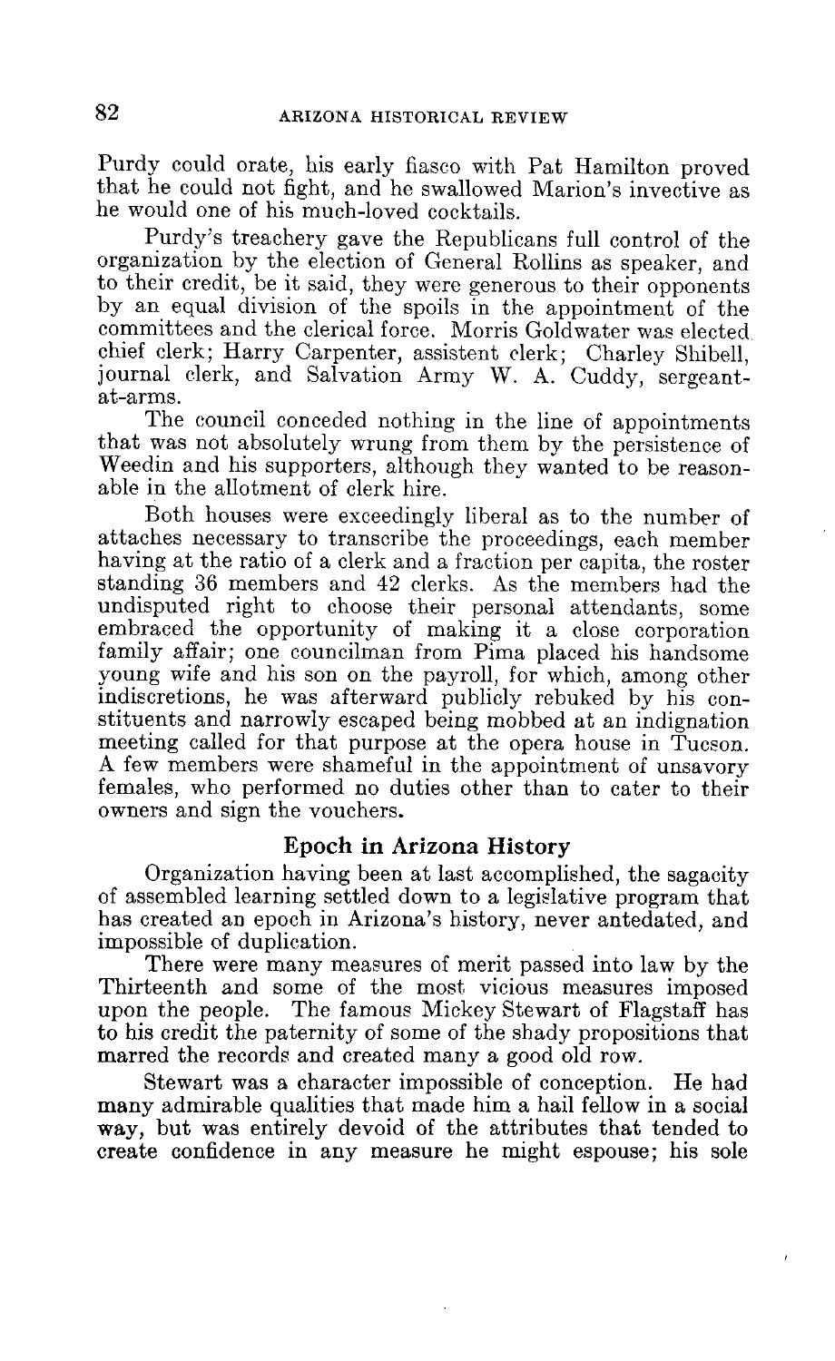Purdy could orate, his early fiasco with Pat Hamilton proved that he could not fight, and he swallowed Marion's invective as he would one of his much-loved cocktails.

Purdy's treachery gave the Republicans full control of the organization by the election of General Rollins as speaker, and to their credit, be it said, they were generous to their opponents by an equal division of the spoils in the appointment of the committees and the clerical force. Morris Goldwater was elected chief clerk; Harry Carpenter, assistent clerk; Charley Shibell, journal clerk, and Salvation Army W. A. Cuddy, sergeant-at-arms.

The council conceded nothing in the line of appointments that was not absolutely wrung from them by the persistence of Weedin and his supporters, although they wanted to be reasonable in the allotment of clerk hire.

Both houses were exceedingly liberal as to the number of attaches necessary to transcribe the proceedings, each member having at the ratio of a clerk and a fraction per capita, the roster standing 36 members and 42 clerks. As the members had the undisputed right to choose their personal attendants, some embraced the opportunity of making it a close corporation family affair; one councilman from Pima placed his handsome young wife and his son on the payroll, for which, among other indiscretions, he was afterward publicly rebuked by his constituents and narrowly escaped being mobbed at an indignation meeting called for that purpose at the opera house in Tucson. A few members were shameful in the appointment of unsavory females, who performed no duties other than to cater to their owners and sign the vouchers.

## Epoch in Arizona History

Organization having been at last accomplished, the sagacity of assembled learning settled down to a legislative program that has created an epoch in Arizona's history, never antedated, and impossible of duplication.

There were many measures of merit passed into law by the Thirteenth and some of the most vicious measures imposed upon the people. The famous Mickey Stewart of Flagstaff has to his credit the paternity of some of the shady propositions that marred the records and created many a good old row.

Stewart was a character impossible of conception. He had many admirable qualities that made him a hail fellow in a social way, but was entirely devoid of the attributes that tended to create confidence in any measure he might espouse; his sole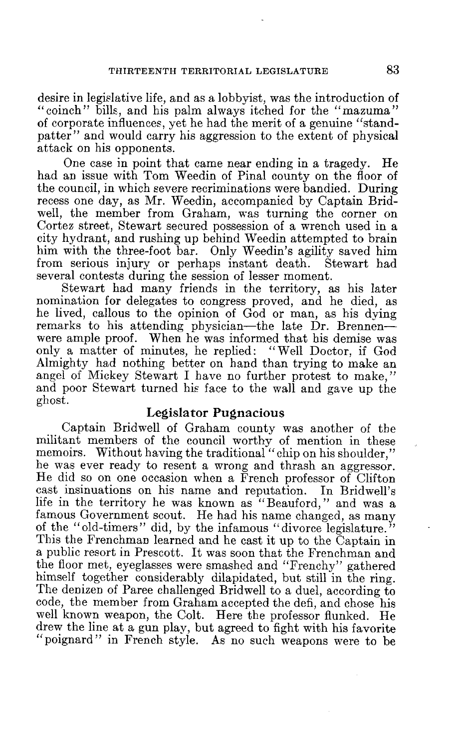desire in legislative life, and as a lobbyist, was the introduction of "coinch" bills, and his palm always itched for the "mazuma" of corporate influences, yet he had the merit of a genuine "standpatter" and would carry his aggression to the extent of physical attack on his opponents.

One case in point that came near ending in a tragedy. He had an issue with Tom Weedin of Pinal county on the floor of the council, in which severe recriminations were bandied. During recess one day, as Mr. Weedin, accompanied by Captain Bridwell, the member from Graham, was turning the corner on Cortez street, Stewart secured possession of a wrench used in a city hydrant, and rushing up behind Weedin attempted to brain him with the three-foot bar. Only Weedin's agility saved him from serious injury or perhaps instant death. Stewart had several contests during the session of lesser moment.

Stewart had many friends in the territory, as his later nomination for delegates to congress proved, and he died, as he lived, callous to the opinion of God or man, as his dying remarks to his attending physician—the late Dr. Brennen—were ample proof. When he was informed that his demise was only a matter of minutes, he replied: "Well Doctor, if God Almighty had nothing better on hand than trying to make an angel of Mickey Stewart I have no further protest to make," and poor Stewart turned his face to the wall and gave up the ghost.

## Legislator Pugnacious

Captain Bridwell of Graham county was another of the militant members of the council worthy of mention in these memoirs. Without having the traditional "chip on his shoulder," he was ever ready to resent a wrong and thrash an aggressor. He did so on one occasion when a French professor of Clifton cast insinuations on his name and reputation. In Bridwell's life in the territory he was known as "Beauford," and was a famous Government scout. He had his name changed, as many of the "old-timers" did, by the infamous "divorce legislature." This the Frenchman learned and he cast it up to the Captain in a public resort in Prescott. It was soon that the Frenchman and the floor met, eyeglasses were smashed and "Frenchy" gathered himself together considerably dilapidated, but still in the ring. The denizen of Paree challenged Bridwell to a duel, according to code, the member from Graham accepted the defi, and chose his well known weapon, the Colt. Here the professor flunked. He drew the line at a gun play, but agreed to fight with his favorite "poignard" in French style. As no such weapons were to be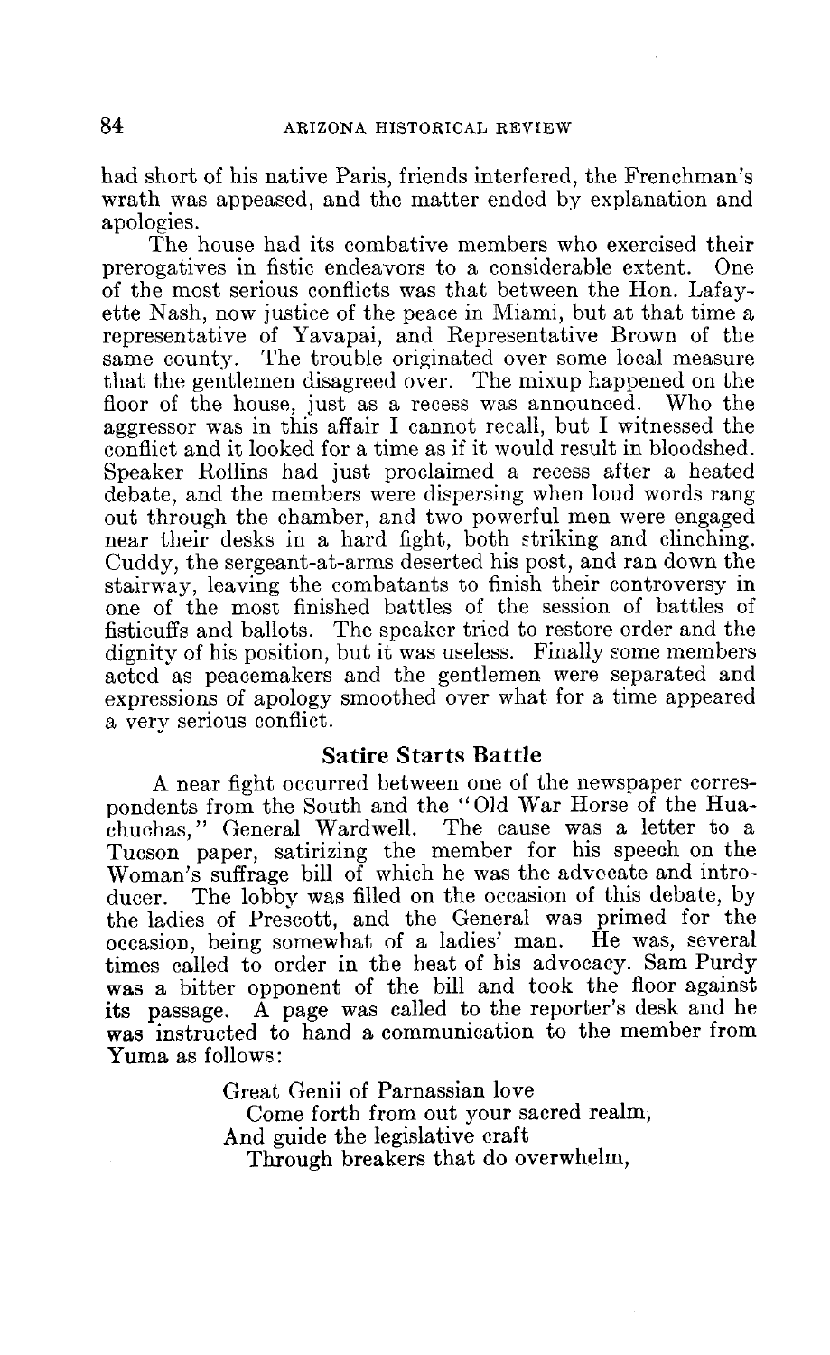had short of his native Paris, friends interfered, the Frenchman's wrath was appeased, and the matter ended by explanation and apologies.

The house had its combative members who exercised their prerogatives in fistic endeavors to a considerable extent. One of the most serious conflicts was that between the Hon. Lafayette Nash, now justice of the peace in Miami, but at that time a representative of Yavapai, and Representative Brown of the same county. The trouble originated over some local measure that the gentlemen disagreed over. The mixup happened on the floor of the house, just as a recess was announced. Who the aggressor was in this affair I cannot recall, but I witnessed the conflict and it looked for a time as if it would result in bloodshed. Speaker Rollins had just proclaimed a recess after a heated debate, and the members were dispersing when loud words rang out through the chamber, and two powerful men were engaged near their desks in a hard fight, both striking and clinching. Cuddy, the sergeant-at-arms deserted his post, and ran down the stairway, leaving the combatants to finish their controversy in one of the most finished battles of the session of battles of fisticuffs and ballots. The speaker tried to restore order and the dignity of his position, but it was useless. Finally some members acted as peacemakers and the gentlemen were separated and expressions of apology smoothed over what for a time appeared a very serious conflict.

## Satire Starts Battle

A near fight occurred between one of the newspaper correspondents from the South and the "Old War Horse of the Huachuchas," General Wardwell. The cause was a letter to a Tucson paper, satirizing the member for his speech on the Woman's suffrage bill of which he was the advocate and introducer. The lobby was filled on the occasion of this debate, by the ladies of Prescott, and the General was primed for the occasion, being somewhat of a ladies' man. He was, several times called to order in the heat of his advocacy. Sam Purdy was a bitter opponent of the bill and took the floor against its passage. A page was called to the reporter's desk and he was instructed to hand a communication to the member from Yuma as follows:

> Great Genii of Parnassian love
> Come forth from out your sacred realm,
> And guide the legislative craft
> Through breakers that do overwhelm,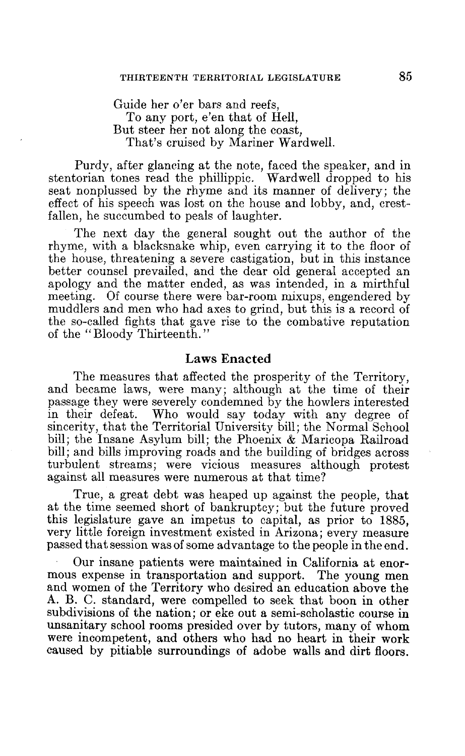Guide her o'er bars and reefs,  
  To any port, e'en that of Hell,  
But steer her not along the coast,  
  That's cruised by Mariner Wardwell.

Purdy, after glancing at the note, faced the speaker, and in stentorian tones read the phillippic. Wardwell dropped to his seat nonplussed by the rhyme and its manner of delivery; the effect of his speech was lost on the house and lobby, and, crestfallen, he succumbed to peals of laughter.

The next day the general sought out the author of the rhyme, with a blacksnake whip, even carrying it to the floor of the house, threatening a severe castigation, but in this instance better counsel prevailed, and the dear old general accepted an apology and the matter ended, as was intended, in a mirthful meeting. Of course there were bar-room mixups, engendered by muddlers and men who had axes to grind, but this is a record of the so-called fights that gave rise to the combative reputation of the "Bloody Thirteenth."

## Laws Enacted

The measures that affected the prosperity of the Territory, and became laws, were many; although at the time of their passage they were severely condemned by the howlers interested in their defeat. Who would say today with any degree of sincerity, that the Territorial University bill; the Normal School bill; the Insane Asylum bill; the Phoenix & Maricopa Railroad bill; and bills improving roads and the building of bridges across turbulent streams; were vicious measures although protest against all measures were numerous at that time?

True, a great debt was heaped up against the people, that at the time seemed short of bankruptcy; but the future proved this legislature gave an impetus to capital, as prior to 1885, very little foreign investment existed in Arizona; every measure passed that session was of some advantage to the people in the end.

Our insane patients were maintained in California at enormous expense in transportation and support. The young men and women of the Territory who desired an education above the A. B. C. standard, were compelled to seek that boon in other subdivisions of the nation; or eke out a semi-scholastic course in unsanitary school rooms presided over by tutors, many of whom were incompetent, and others who had no heart in their work caused by pitiable surroundings of adobe walls and dirt floors.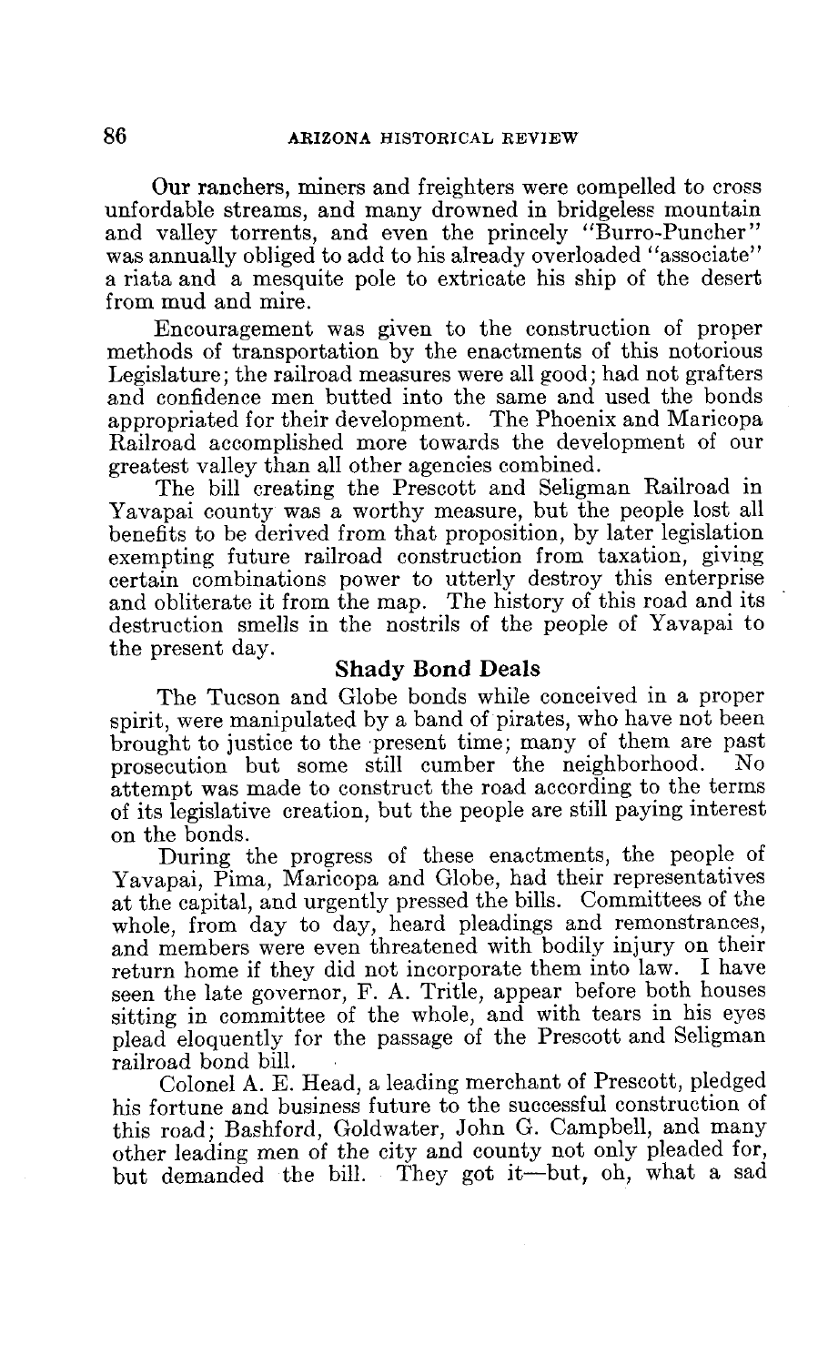Our ranchers, miners and freighters were compelled to cross unfordable streams, and many drowned in bridgeless mountain and valley torrents, and even the princely "Burro-Puncher" was annually obliged to add to his already overloaded "associate" a riata and a mesquite pole to extricate his ship of the desert from mud and mire.

Encouragement was given to the construction of proper methods of transportation by the enactments of this notorious Legislature; the railroad measures were all good; had not grafters and confidence men butted into the same and used the bonds appropriated for their development. The Phoenix and Maricopa Railroad accomplished more towards the development of our greatest valley than all other agencies combined.

The bill creating the Prescott and Seligman Railroad in Yavapai county was a worthy measure, but the people lost all benefits to be derived from that proposition, by later legislation exempting future railroad construction from taxation, giving certain combinations power to utterly destroy this enterprise and obliterate it from the map. The history of this road and its destruction smells in the nostrils of the people of Yavapai to the present day.

### Shady Bond Deals

The Tucson and Globe bonds while conceived in a proper spirit, were manipulated by a band of pirates, who have not been brought to justice to the present time; many of them are past prosecution but some still cumber the neighborhood. No attempt was made to construct the road according to the terms of its legislative creation, but the people are still paying interest on the bonds.

During the progress of these enactments, the people of Yavapai, Pima, Maricopa and Globe, had their representatives at the capital, and urgently pressed the bills. Committees of the whole, from day to day, heard pleadings and remonstrances, and members were even threatened with bodily injury on their return home if they did not incorporate them into law. I have seen the late governor, F. A. Tritle, appear before both houses sitting in committee of the whole, and with tears in his eyes plead eloquently for the passage of the Prescott and Seligman railroad bond bill.

Colonel A. E. Head, a leading merchant of Prescott, pledged his fortune and business future to the successful construction of this road; Bashford, Goldwater, John G. Campbell, and many other leading men of the city and county not only pleaded for, but demanded the bill. They got it—but, oh, what a sad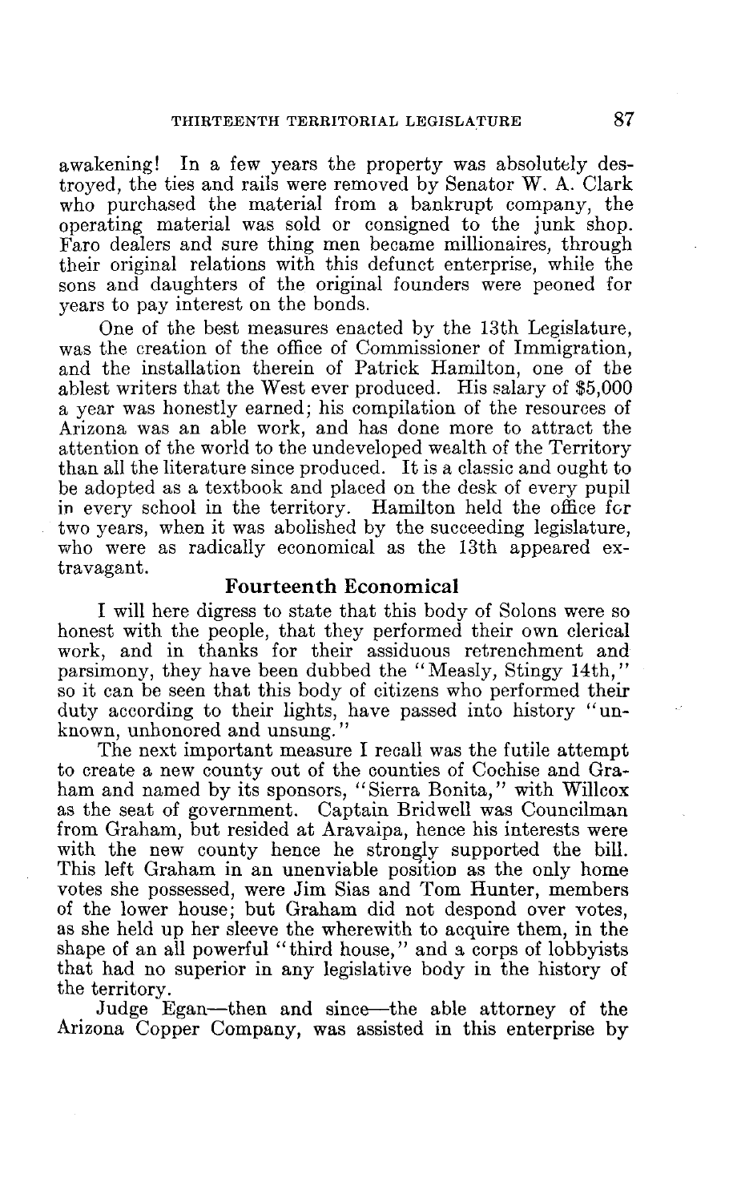awakening! In a few years the property was absolutely destroyed, the ties and rails were removed by Senator W. A. Clark who purchased the material from a bankrupt company, the operating material was sold or consigned to the junk shop. Faro dealers and sure thing men became millionaires, through their original relations with this defunct enterprise, while the sons and daughters of the original founders were peoned for years to pay interest on the bonds.

One of the best measures enacted by the 13th Legislature, was the creation of the office of Commissioner of Immigration, and the installation therein of Patrick Hamilton, one of the ablest writers that the West ever produced. His salary of $5,000 a year was honestly earned; his compilation of the resources of Arizona was an able work, and has done more to attract the attention of the world to the undeveloped wealth of the Territory than all the literature since produced. It is a classic and ought to be adopted as a textbook and placed on the desk of every pupil in every school in the territory. Hamilton held the office for two years, when it was abolished by the succeeding legislature, who were as radically economical as the 13th appeared extravagant.

## Fourteenth Economical

I will here digress to state that this body of Solons were so honest with the people, that they performed their own clerical work, and in thanks for their assiduous retrenchment and parsimony, they have been dubbed the "Measly, Stingy 14th," so it can be seen that this body of citizens who performed their duty according to their lights, have passed into history "unknown, unhonored and unsung."

The next important measure I recall was the futile attempt to create a new county out of the counties of Cochise and Graham and named by its sponsors, "Sierra Bonita," with Willcox as the seat of government. Captain Bridwell was Councilman from Graham, but resided at Aravaipa, hence his interests were with the new county hence he strongly supported the bill. This left Graham in an unenviable position as the only home votes she possessed, were Jim Sias and Tom Hunter, members of the lower house; but Graham did not despond over votes, as she held up her sleeve the wherewith to acquire them, in the shape of an all powerful "third house," and a corps of lobbyists that had no superior in any legislative body in the history of the territory.

Judge Egan—then and since—the able attorney of the Arizona Copper Company, was assisted in this enterprise by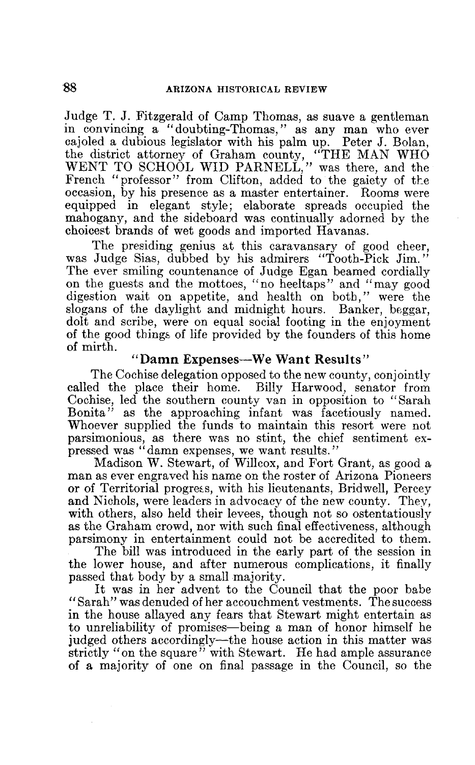Judge T. J. Fitzgerald of Camp Thomas, as suave a gentleman in convincing a "doubting-Thomas," as any man who ever cajoled a dubious legislator with his palm up. Peter J. Bolan, the district attorney of Graham county, "THE MAN WHO WENT TO SCHOOL WID PARNELL," was there, and the French "professor" from Clifton, added to the gaiety of the occasion, by his presence as a master entertainer. Rooms were equipped in elegant style; elaborate spreads occupied the mahogany, and the sideboard was continually adorned by the choicest brands of wet goods and imported Havanas.

The presiding genius at this caravansary of good cheer, was Judge Sias, dubbed by his admirers "Tooth-Pick Jim." The ever smiling countenance of Judge Egan beamed cordially on the guests and the mottoes, "no heeltaps" and "may good digestion wait on appetite, and health on both," were the slogans of the daylight and midnight hours. Banker, beggar, dolt and scribe, were on equal social footing in the enjoyment of the good things of life provided by the founders of this home of mirth.

### "Damn Expenses—We Want Results"

The Cochise delegation opposed to the new county, conjointly called the place their home. Billy Harwood, senator from Cochise, led the southern county van in opposition to "Sarah Bonita" as the approaching infant was facetiously named. Whoever supplied the funds to maintain this resort were not parsimonious, as there was no stint, the chief sentiment expressed was "damn expenses, we want results."

Madison W. Stewart, of Willcox, and Fort Grant, as good a man as ever engraved his name on the roster of Arizona Pioneers or of Territorial progress, with his lieutenants, Bridwell, Percey and Nichols, were leaders in advocacy of the new county. They, with others, also held their levees, though not so ostentatiously as the Graham crowd, nor with such final effectiveness, although parsimony in entertainment could not be accredited to them.

The bill was introduced in the early part of the session in the lower house, and after numerous complications, it finally passed that body by a small majority.

It was in her advent to the Council that the poor babe "Sarah" was denuded of her accouchment vestments. The success in the house allayed any fears that Stewart might entertain as to unreliability of promises—being a man of honor himself he judged others accordingly—the house action in this matter was strictly "on the square" with Stewart. He had ample assurance of a majority of one on final passage in the Council, so the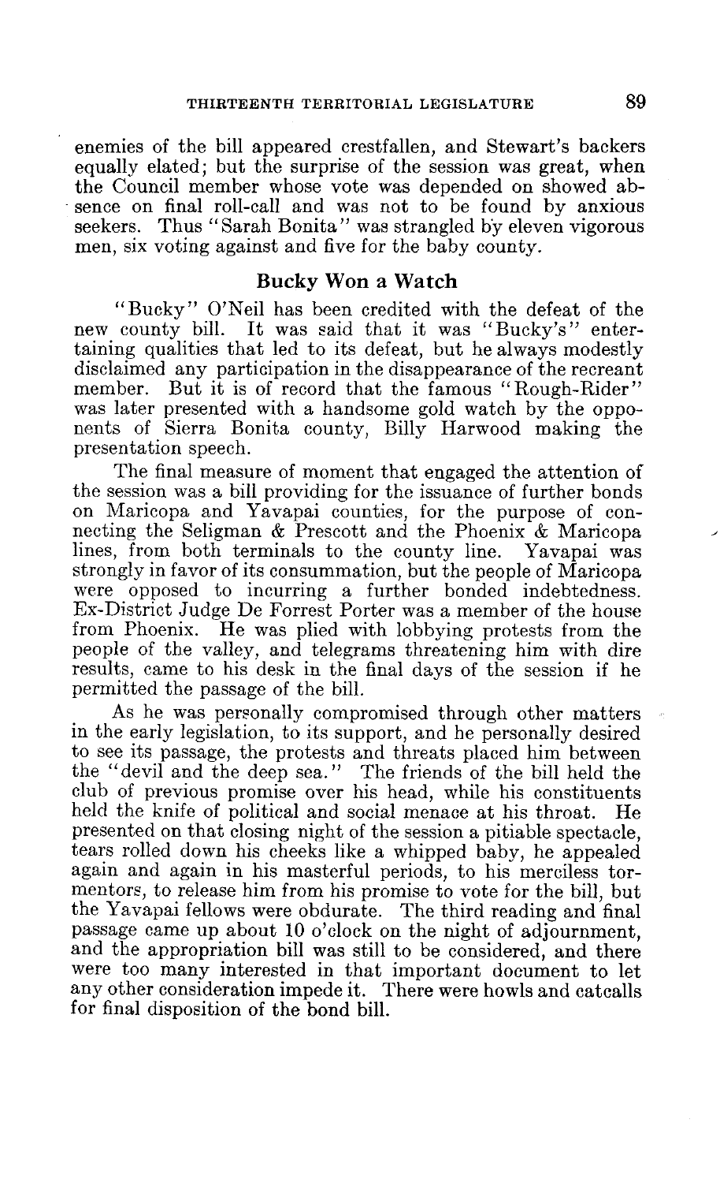enemies of the bill appeared crestfallen, and Stewart's backers equally elated; but the surprise of the session was great, when the Council member whose vote was depended on showed absence on final roll-call and was not to be found by anxious seekers. Thus "Sarah Bonita" was strangled by eleven vigorous men, six voting against and five for the baby county.

## Bucky Won a Watch

"Bucky" O'Neil has been credited with the defeat of the new county bill. It was said that it was "Bucky's" entertaining qualities that led to its defeat, but he always modestly disclaimed any participation in the disappearance of the recreant member. But it is of record that the famous "Rough-Rider" was later presented with a handsome gold watch by the opponents of Sierra Bonita county, Billy Harwood making the presentation speech.

The final measure of moment that engaged the attention of the session was a bill providing for the issuance of further bonds on Maricopa and Yavapai counties, for the purpose of connecting the Seligman & Prescott and the Phoenix & Maricopa lines, from both terminals to the county line. Yavapai was strongly in favor of its consummation, but the people of Maricopa were opposed to incurring a further bonded indebtedness. Ex-District Judge De Forrest Porter was a member of the house from Phoenix. He was plied with lobbying protests from the people of the valley, and telegrams threatening him with dire results, came to his desk in the final days of the session if he permitted the passage of the bill.

As he was personally compromised through other matters in the early legislation, to its support, and he personally desired to see its passage, the protests and threats placed him between the "devil and the deep sea." The friends of the bill held the club of previous promise over his head, while his constituents held the knife of political and social menace at his throat. He presented on that closing night of the session a pitiable spectacle, tears rolled down his cheeks like a whipped baby, he appealed again and again in his masterful periods, to his merciless tormentors, to release him from his promise to vote for the bill, but the Yavapai fellows were obdurate. The third reading and final passage came up about 10 o'clock on the night of adjournment, and the appropriation bill was still to be considered, and there were too many interested in that important document to let any other consideration impede it. There were howls and catcalls for final disposition of the bond bill.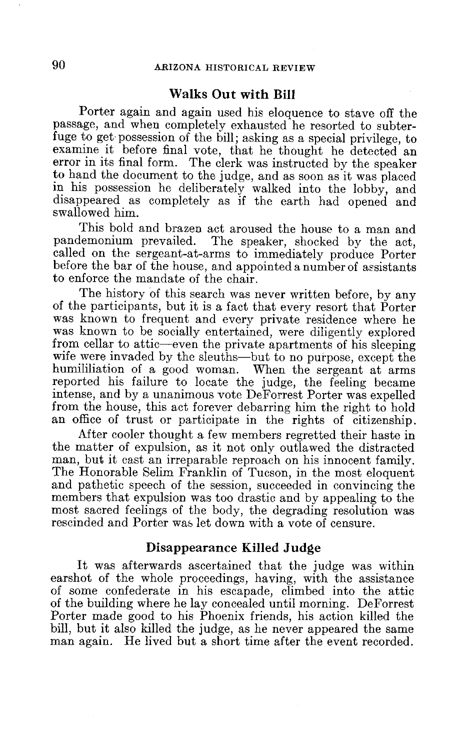## Walks Out with Bill

Porter again and again used his eloquence to stave off the passage, and when completely exhausted he resorted to subterfuge to get possession of the bill; asking as a special privilege, to examine it before final vote, that he thought he detected an error in its final form. The clerk was instructed by the speaker to hand the document to the judge, and as soon as it was placed in his possession he deliberately walked into the lobby, and disappeared as completely as if the earth had opened and swallowed him.

This bold and brazen act aroused the house to a man and pandemonium prevailed. The speaker, shocked by the act, called on the sergeant-at-arms to immediately produce Porter before the bar of the house, and appointed a number of assistants to enforce the mandate of the chair.

The history of this search was never written before, by any of the participants, but it is a fact that every resort that Porter was known to frequent and every private residence where he was known to be socially entertained, were diligently explored from cellar to attic—even the private apartments of his sleeping wife were invaded by the sleuths—but to no purpose, except the humililiation of a good woman. When the sergeant at arms reported his failure to locate the judge, the feeling became intense, and by a unanimous vote DeForrest Porter was expelled from the house, this act forever debarring him the right to hold an office of trust or participate in the rights of citizenship.

After cooler thought a few members regretted their haste in the matter of expulsion, as it not only outlawed the distracted man, but it cast an irreparable reproach on his innocent family. The Honorable Selim Franklin of Tucson, in the most eloquent and pathetic speech of the session, succeeded in convincing the members that expulsion was too drastic and by appealing to the most sacred feelings of the body, the degrading resolution was rescinded and Porter was let down with a vote of censure.

## Disappearance Killed Judge

It was afterwards ascertained that the judge was within earshot of the whole proceedings, having, with the assistance of some confederate in his escapade, climbed into the attic of the building where he lay concealed until morning. DeForrest Porter made good to his Phoenix friends, his action killed the bill, but it also killed the judge, as he never appeared the same man again. He lived but a short time after the event recorded.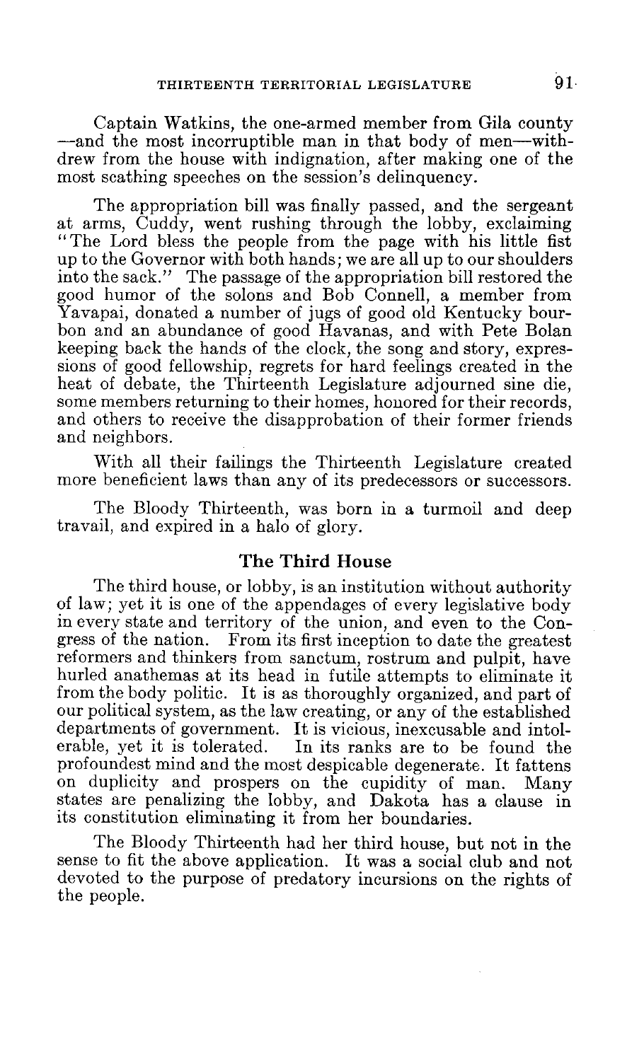Captain Watkins, the one-armed member from Gila county—and the most incorruptible man in that body of men—withdrew from the house with indignation, after making one of the most scathing speeches on the session's delinquency.

The appropriation bill was finally passed, and the sergeant at arms, Cuddy, went rushing through the lobby, exclaiming "The Lord bless the people from the page with his little fist up to the Governor with both hands; we are all up to our shoulders into the sack." The passage of the appropriation bill restored the good humor of the solons and Bob Connell, a member from Yavapai, donated a number of jugs of good old Kentucky bourbon and an abundance of good Havanas, and with Pete Bolan keeping back the hands of the clock, the song and story, expressions of good fellowship, regrets for hard feelings created in the heat of debate, the Thirteenth Legislature adjourned sine die, some members returning to their homes, honored for their records, and others to receive the disapprobation of their former friends and neighbors.

With all their failings the Thirteenth Legislature created more beneficient laws than any of its predecessors or successors.

The Bloody Thirteenth, was born in a turmoil and deep travail, and expired in a halo of glory.

## The Third House

The third house, or lobby, is an institution without authority of law; yet it is one of the appendages of every legislative body in every state and territory of the union, and even to the Congress of the nation. From its first inception to date the greatest reformers and thinkers from sanctum, rostrum and pulpit, have hurled anathemas at its head in futile attempts to eliminate it from the body politic. It is as thoroughly organized, and part of our political system, as the law creating, or any of the established departments of government. It is vicious, inexcusable and intolerable, yet it is tolerated. In its ranks are to be found the profoundest mind and the most despicable degenerate. It fattens on duplicity and prospers on the cupidity of man. Many states are penalizing the lobby, and Dakota has a clause in its constitution eliminating it from her boundaries.

The Bloody Thirteenth had her third house, but not in the sense to fit the above application. It was a social club and not devoted to the purpose of predatory incursions on the rights of the people.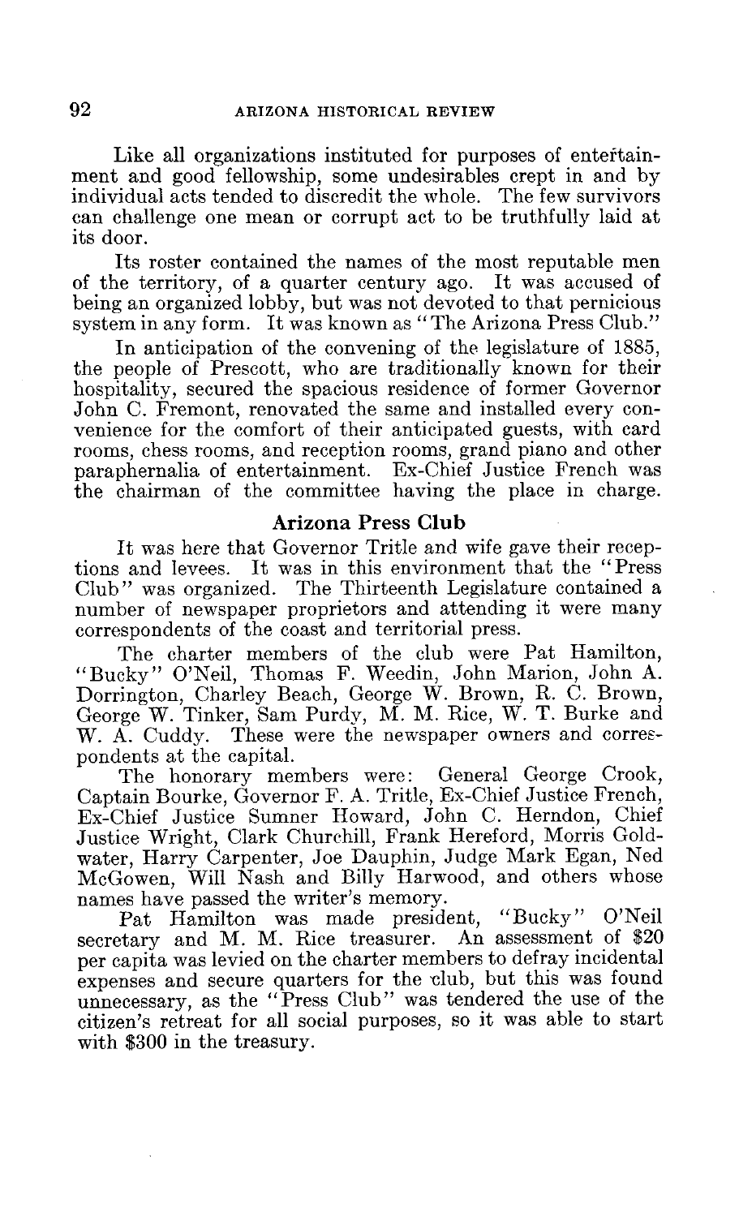Like all organizations instituted for purposes of entertainment and good fellowship, some undesirables crept in and by individual acts tended to discredit the whole. The few survivors can challenge one mean or corrupt act to be truthfully laid at its door.

Its roster contained the names of the most reputable men of the territory, of a quarter century ago. It was accused of being an organized lobby, but was not devoted to that pernicious system in any form. It was known as "The Arizona Press Club."

In anticipation of the convening of the legislature of 1885, the people of Prescott, who are traditionally known for their hospitality, secured the spacious residence of former Governor John C. Fremont, renovated the same and installed every convenience for the comfort of their anticipated guests, with card rooms, chess rooms, and reception rooms, grand piano and other paraphernalia of entertainment. Ex-Chief Justice French was the chairman of the committee having the place in charge.

## Arizona Press Club

It was here that Governor Tritle and wife gave their receptions and levees. It was in this environment that the "Press Club" was organized. The Thirteenth Legislature contained a number of newspaper proprietors and attending it were many correspondents of the coast and territorial press.

The charter members of the club were Pat Hamilton, "Bucky" O'Neil, Thomas F. Weedin, John Marion, John A. Dorrington, Charley Beach, George W. Brown, R. C. Brown, George W. Tinker, Sam Purdy, M. M. Rice, W. T. Burke and W. A. Cuddy. These were the newspaper owners and correspondents at the capital.

The honorary members were: General George Crook, Captain Bourke, Governor F. A. Tritle, Ex-Chief Justice French, Ex-Chief Justice Sumner Howard, John C. Herndon, Chief Justice Wright, Clark Churchill, Frank Hereford, Morris Goldwater, Harry Carpenter, Joe Dauphin, Judge Mark Egan, Ned McGowen, Will Nash and Billy Harwood, and others whose names have passed the writer's memory.

Pat Hamilton was made president, "Bucky" O'Neil secretary and M. M. Rice treasurer. An assessment of \$20 per capita was levied on the charter members to defray incidental expenses and secure quarters for the club, but this was found unnecessary, as the "Press Club" was tendered the use of the citizen's retreat for all social purposes, so it was able to start with \$300 in the treasury.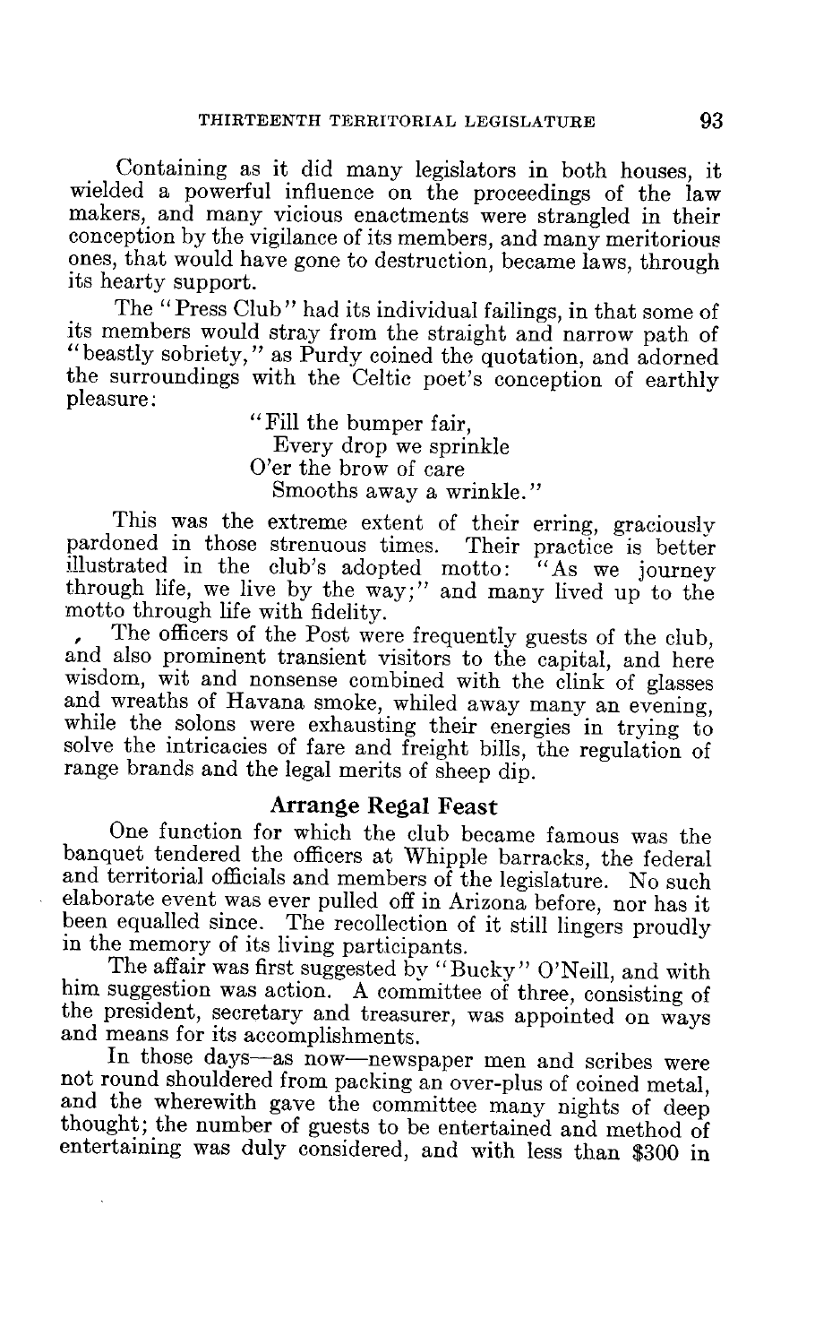Containing as it did many legislators in both houses, it wielded a powerful influence on the proceedings of the law makers, and many vicious enactments were strangled in their conception by the vigilance of its members, and many meritorious ones, that would have gone to destruction, became laws, through its hearty support.

The "Press Club" had its individual failings, in that some of its members would stray from the straight and narrow path of "beastly sobriety," as Purdy coined the quotation, and adorned the surroundings with the Celtic poet's conception of earthly pleasure:

> "Fill the bumper fair,
> Every drop we sprinkle
> O'er the brow of care
> Smooths away a wrinkle."

This was the extreme extent of their erring, graciously pardoned in those strenuous times. Their practice is better illustrated in the club's adopted motto: "As we journey through life, we live by the way;" and many lived up to the motto through life with fidelity.

The officers of the Post were frequently guests of the club, and also prominent transient visitors to the capital, and here wisdom, wit and nonsense combined with the clink of glasses and wreaths of Havana smoke, whiled away many an evening, while the solons were exhausting their energies in trying to solve the intricacies of fare and freight bills, the regulation of range brands and the legal merits of sheep dip.

## Arrange Regal Feast

One function for which the club became famous was the banquet tendered the officers at Whipple barracks, the federal and territorial officials and members of the legislature. No such elaborate event was ever pulled off in Arizona before, nor has it been equalled since. The recollection of it still lingers proudly in the memory of its living participants.

The affair was first suggested by "Bucky" O'Neill, and with him suggestion was action. A committee of three, consisting of the president, secretary and treasurer, was appointed on ways and means for its accomplishments.

In those days—as now—newspaper men and scribes were not round shouldered from packing an over-plus of coined metal, and the wherewith gave the committee many nights of deep thought; the number of guests to be entertained and method of entertaining was duly considered, and with less than $300 in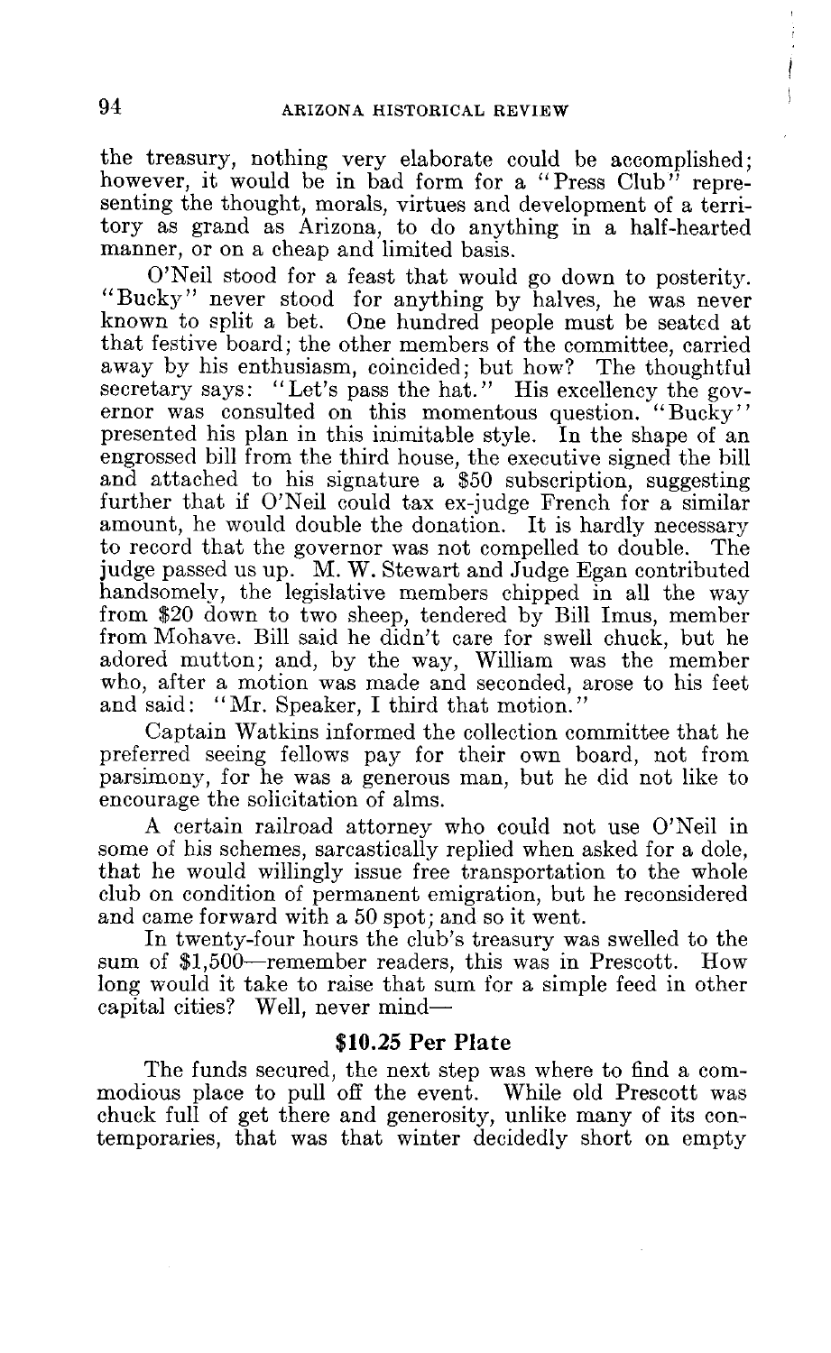the treasury, nothing very elaborate could be accomplished; however, it would be in bad form for a "Press Club" representing the thought, morals, virtues and development of a territory as grand as Arizona, to do anything in a half-hearted manner, or on a cheap and limited basis.

O'Neil stood for a feast that would go down to posterity. "Bucky" never stood for anything by halves, he was never known to split a bet. One hundred people must be seated at that festive board; the other members of the committee, carried away by his enthusiasm, coincided; but how? The thoughtful secretary says: "Let's pass the hat." His excellency the governor was consulted on this momentous question. "Bucky" presented his plan in this inimitable style. In the shape of an engrossed bill from the third house, the executive signed the bill and attached to his signature a $50 subscription, suggesting further that if O'Neil could tax ex-judge French for a similar amount, he would double the donation. It is hardly necessary to record that the governor was not compelled to double. The judge passed us up. M. W. Stewart and Judge Egan contributed handsomely, the legislative members chipped in all the way from $20 down to two sheep, tendered by Bill Imus, member from Mohave. Bill said he didn't care for swell chuck, but he adored mutton; and, by the way, William was the member who, after a motion was made and seconded, arose to his feet and said: "Mr. Speaker, I third that motion."

Captain Watkins informed the collection committee that he preferred seeing fellows pay for their own board, not from parsimony, for he was a generous man, but he did not like to encourage the solicitation of alms.

A certain railroad attorney who could not use O'Neil in some of his schemes, sarcastically replied when asked for a dole, that he would willingly issue free transportation to the whole club on condition of permanent emigration, but he reconsidered and came forward with a 50 spot; and so it went.

In twenty-four hours the club's treasury was swelled to the sum of $1,500—remember readers, this was in Prescott. How long would it take to raise that sum for a simple feed in other capital cities? Well, never mind—

### $10.25 Per Plate

The funds secured, the next step was where to find a commodious place to pull off the event. While old Prescott was chuck full of get there and generosity, unlike many of its contemporaries, that was that winter decidedly short on empty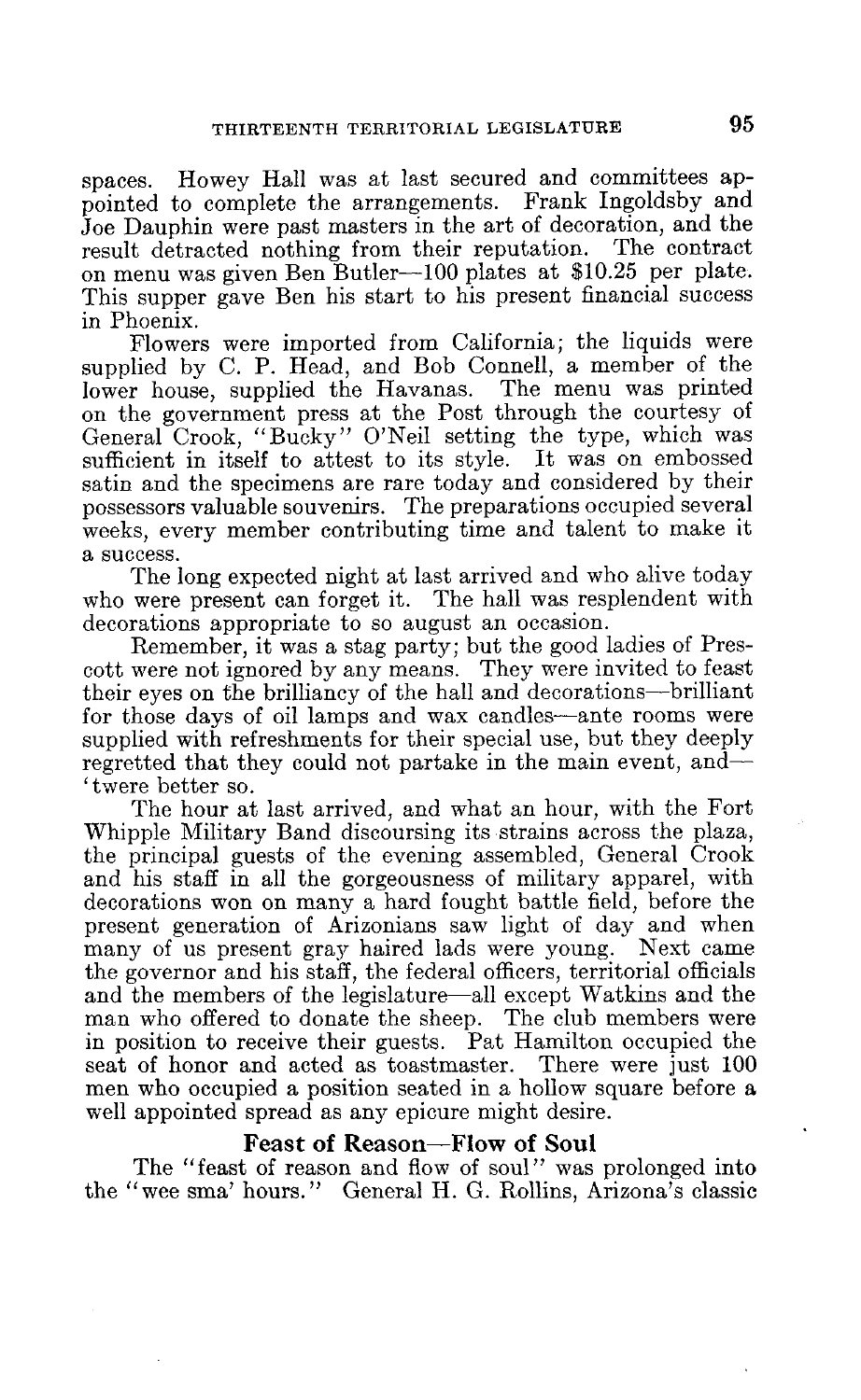spaces. Howey Hall was at last secured and committees appointed to complete the arrangements. Frank Ingoldsby and Joe Dauphin were past masters in the art of decoration, and the result detracted nothing from their reputation. The contract on menu was given Ben Butler—100 plates at $10.25 per plate. This supper gave Ben his start to his present financial success in Phoenix.

Flowers were imported from California; the liquids were supplied by C. P. Head, and Bob Connell, a member of the lower house, supplied the Havanas. The menu was printed on the government press at the Post through the courtesy of General Crook, "Bucky" O'Neil setting the type, which was sufficient in itself to attest to its style. It was on embossed satin and the specimens are rare today and considered by their possessors valuable souvenirs. The preparations occupied several weeks, every member contributing time and talent to make it a success.

The long expected night at last arrived and who alive today who were present can forget it. The hall was resplendent with decorations appropriate to so august an occasion.

Remember, it was a stag party; but the good ladies of Prescott were not ignored by any means. They were invited to feast their eyes on the brilliancy of the hall and decorations—brilliant for those days of oil lamps and wax candles—ante rooms were supplied with refreshments for their special use, but they deeply regretted that they could not partake in the main event, and—'twere better so.

The hour at last arrived, and what an hour, with the Fort Whipple Military Band discoursing its strains across the plaza, the principal guests of the evening assembled, General Crook and his staff in all the gorgeousness of military apparel, with decorations won on many a hard fought battle field, before the present generation of Arizonians saw light of day and when many of us present gray haired lads were young. Next came the governor and his staff, the federal officers, territorial officials and the members of the legislature—all except Watkins and the man who offered to donate the sheep. The club members were in position to receive their guests. Pat Hamilton occupied the seat of honor and acted as toastmaster. There were just 100 men who occupied a position seated in a hollow square before a well appointed spread as any epicure might desire.

### Feast of Reason—Flow of Soul

The "feast of reason and flow of soul" was prolonged into the "wee sma' hours." General H. G. Rollins, Arizona's classic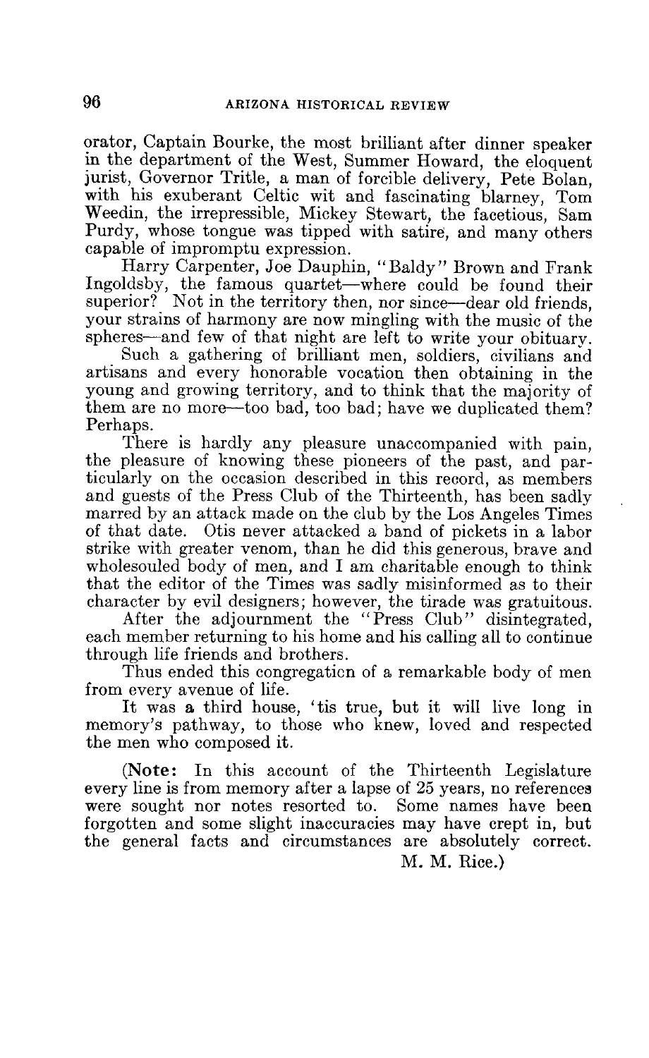orator, Captain Bourke, the most brilliant after dinner speaker in the department of the West, Summer Howard, the eloquent jurist, Governor Tritle, a man of forcible delivery, Pete Bolan, with his exuberant Celtic wit and fascinating blarney, Tom Weedin, the irrepressible, Mickey Stewart, the facetious, Sam Purdy, whose tongue was tipped with satire, and many others capable of impromptu expression.

Harry Carpenter, Joe Dauphin, "Baldy" Brown and Frank Ingoldsby, the famous quartet—where could be found their superior? Not in the territory then, nor since—dear old friends, your strains of harmony are now mingling with the music of the spheres—and few of that night are left to write your obituary.

Such a gathering of brilliant men, soldiers, civilians and artisans and every honorable vocation then obtaining in the young and growing territory, and to think that the majority of them are no more—too bad, too bad; have we duplicated them? Perhaps.

There is hardly any pleasure unaccompanied with pain, the pleasure of knowing these pioneers of the past, and particularly on the occasion described in this record, as members and guests of the Press Club of the Thirteenth, has been sadly marred by an attack made on the club by the Los Angeles Times of that date. Otis never attacked a band of pickets in a labor strike with greater venom, than he did this generous, brave and wholesouled body of men, and I am charitable enough to think that the editor of the Times was sadly misinformed as to their character by evil designers; however, the tirade was gratuitous.

After the adjournment the "Press Club" disintegrated, each member returning to his home and his calling all to continue through life friends and brothers.

Thus ended this congregation of a remarkable body of men from every avenue of life.

It was a third house, 'tis true, but it will live long in memory's pathway, to those who knew, loved and respected the men who composed it.

(**Note:** In this account of the Thirteenth Legislature every line is from memory after a lapse of 25 years, no references were sought nor notes resorted to. Some names have been forgotten and some slight inaccuracies may have crept in, but the general facts and circumstances are absolutely correct.

M. M. Rice.)